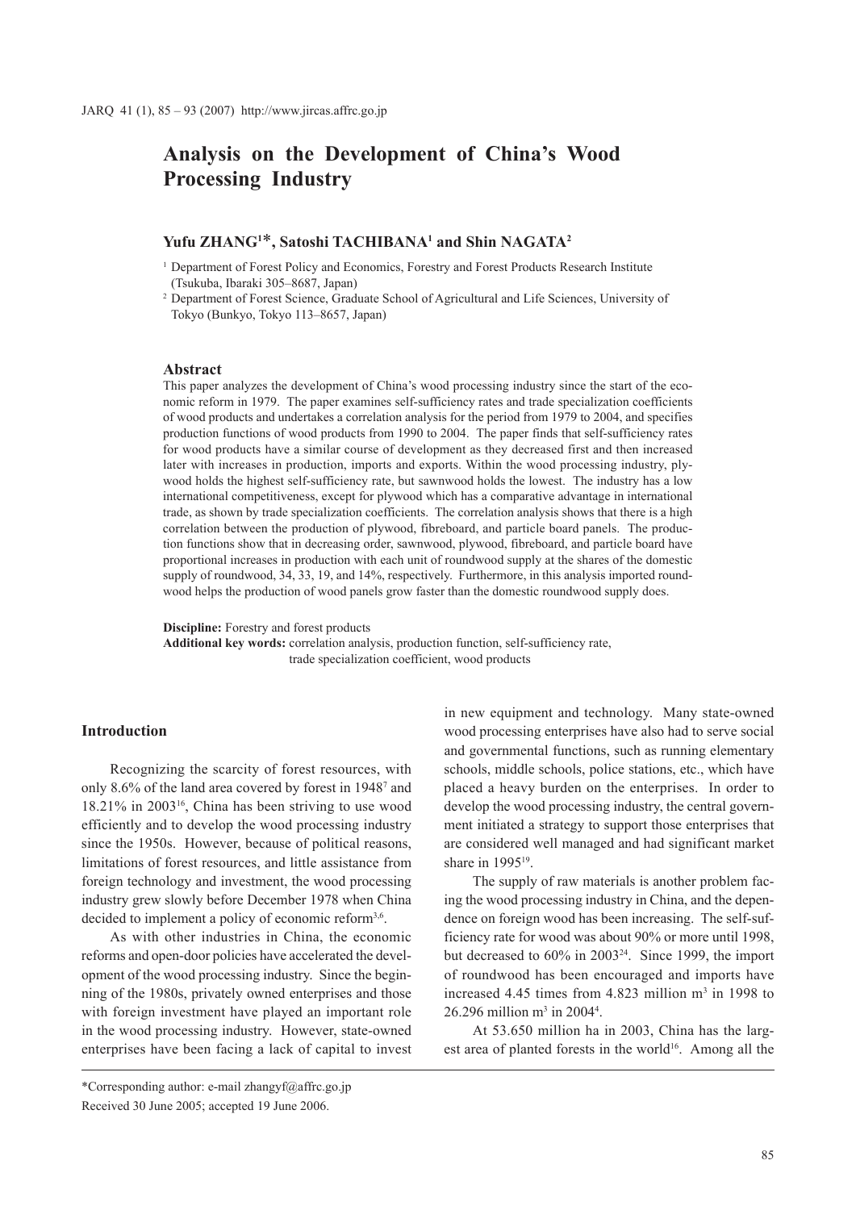# Analysis on the Development of China's Wood Processing Industry

**Yufu ZHANG[1]\*, Satoshi TACHIBANA[1] and Shin NAGATA[2]**

[1] Department of Forest Policy and Economics, Forestry and Forest Products Research Institute (Tsukuba, Ibaraki 305–8687, Japan)

[2] Department of Forest Science, Graduate School of Agricultural and Life Sciences, University of Tokyo (Bunkyo, Tokyo 113–8657, Japan)

### Abstract

This paper analyzes the development of China's wood processing industry since the start of the economic reform in 1979. The paper examines self-sufficiency rates and trade specialization coefficients of wood products and undertakes a correlation analysis for the period from 1979 to 2004, and specifies production functions of wood products from 1990 to 2004. The paper finds that self-sufficiency rates for wood products have a similar course of development as they decreased first and then increased later with increases in production, imports and exports. Within the wood processing industry, plywood holds the highest self-sufficiency rate, but sawnwood holds the lowest. The industry has a low international competitiveness, except for plywood which has a comparative advantage in international trade, as shown by trade specialization coefficients. The correlation analysis shows that there is a high correlation between the production of plywood, fibreboard, and particle board panels. The production functions show that in decreasing order, sawnwood, plywood, fibreboard, and particle board have proportional increases in production with each unit of roundwood supply at the shares of the domestic supply of roundwood, 34, 33, 19, and 14%, respectively. Furthermore, in this analysis imported roundwood helps the production of wood panels grow faster than the domestic roundwood supply does.

**Discipline:** Forestry and forest products
**Additional key words:** correlation analysis, production function, self-sufficiency rate, trade specialization coefficient, wood products

### Introduction

Recognizing the scarcity of forest resources, with only 8.6% of the land area covered by forest in 1948[7] and 18.21% in 2003[16], China has been striving to use wood efficiently and to develop the wood processing industry since the 1950s. However, because of political reasons, limitations of forest resources, and little assistance from foreign technology and investment, the wood processing industry grew slowly before December 1978 when China decided to implement a policy of economic reform[3,6].

As with other industries in China, the economic reforms and open-door policies have accelerated the development of the wood processing industry. Since the beginning of the 1980s, privately owned enterprises and those with foreign investment have played an important role in the wood processing industry. However, state-owned enterprises have been facing a lack of capital to invest in new equipment and technology. Many state-owned wood processing enterprises have also had to serve social and governmental functions, such as running elementary schools, middle schools, police stations, etc., which have placed a heavy burden on the enterprises. In order to develop the wood processing industry, the central government initiated a strategy to support those enterprises that are considered well managed and had significant market share in 1995[19].

The supply of raw materials is another problem facing the wood processing industry in China, and the dependence on foreign wood has been increasing. The self-sufficiency rate for wood was about 90% or more until 1998, but decreased to 60% in 2003[24]. Since 1999, the import of roundwood has been encouraged and imports have increased 4.45 times from 4.823 million m$^3$ in 1998 to 26.296 million m$^3$ in 2004[4].

At 53.650 million ha in 2003, China has the largest area of planted forests in the world[16]. Among all the

\*Corresponding author: e-mail zhangyf@affrc.go.jp
Received 30 June 2005; accepted 19 June 2006.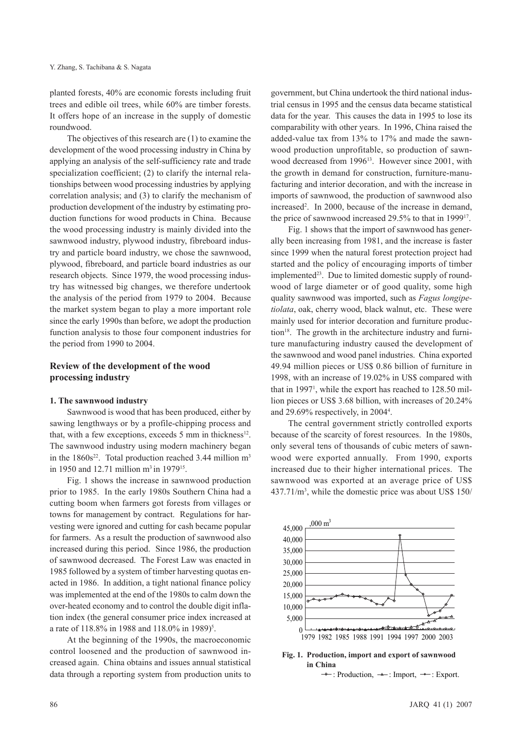planted forests, 40% are economic forests including fruit trees and edible oil trees, while 60% are timber forests. It offers hope of an increase in the supply of domestic roundwood.

The objectives of this research are (1) to examine the development of the wood processing industry in China by applying an analysis of the self-sufficiency rate and trade specialization coefficient; (2) to clarify the internal relationships between wood processing industries by applying correlation analysis; and (3) to clarify the mechanism of production development of the industry by estimating production functions for wood products in China. Because the wood processing industry is mainly divided into the sawnwood industry, plywood industry, fibreboard industry and particle board industry, we chose the sawnwood, plywood, fibreboard, and particle board industries as our research objects. Since 1979, the wood processing industry has witnessed big changes, we therefore undertook the analysis of the period from 1979 to 2004. Because the market system began to play a more important role since the early 1990s than before, we adopt the production function analysis to those four component industries for the period from 1990 to 2004.

## Review of the development of the wood processing industry

### 1. The sawnwood industry

Sawnwood is wood that has been produced, either by sawing lengthways or by a profile-chipping process and that, with a few exceptions, exceeds 5 mm in thickness[12]. The sawnwood industry using modern machinery began in the 1860s[22]. Total production reached 3.44 million $m^3$ in 1950 and 12.71 million $m^3$ in 1979[15].

Fig. 1 shows the increase in sawnwood production prior to 1985. In the early 1980s Southern China had a cutting boom when farmers got forests from villages or towns for management by contract. Regulations for harvesting were ignored and cutting for cash became popular for farmers. As a result the production of sawnwood also increased during this period. Since 1986, the production of sawnwood decreased. The Forest Law was enacted in 1985 followed by a system of timber harvesting quotas enacted in 1986. In addition, a tight national finance policy was implemented at the end of the 1980s to calm down the over-heated economy and to control the double digit inflation index (the general consumer price index increased at a rate of 118.8% in 1988 and 118.0% in 1989)[5].

At the beginning of the 1990s, the macroeconomic control loosened and the production of sawnwood increased again. China obtains and issues annual statistical data through a reporting system from production units to government, but China undertook the third national industrial census in 1995 and the census data became statistical data for the year. This causes the data in 1995 to lose its comparability with other years. In 1996, China raised the added-value tax from 13% to 17% and made the sawnwood production unprofitable, so production of sawnwood decreased from 1996[13]. However since 2001, with the growth in demand for construction, furniture-manufacturing and interior decoration, and with the increase in imports of sawnwood, the production of sawnwood also increased[2]. In 2000, because of the increase in demand, the price of sawnwood increased 29.5% to that in 1999[17].

Fig. 1 shows that the import of sawnwood has generally been increasing from 1981, and the increase is faster since 1999 when the natural forest protection project had started and the policy of encouraging imports of timber implemented[23]. Due to limited domestic supply of roundwood of large diameter or of good quality, some high quality sawnwood was imported, such as *Fagus longipetiolata*, oak, cherry wood, black walnut, etc. These were mainly used for interior decoration and furniture production[18]. The growth in the architecture industry and furniture manufacturing industry caused the development of the sawnwood and wood panel industries. China exported 49.94 million pieces or US$ 0.86 billion of furniture in 1998, with an increase of 19.02% in US$ compared with that in 1997[1], while the export has reached to 128.50 million pieces or US$ 3.68 billion, with increases of 20.24% and 29.69% respectively, in 2004[4].

The central government strictly controlled exports because of the scarcity of forest resources. In the 1980s, only several tens of thousands of cubic meters of sawnwood were exported annually. From 1990, exports increased due to their higher international prices. The sawnwood was exported at an average price of US$ 437.71/$m^3$, while the domestic price was about US$ 150/

**Fig. 1. Production, import and export of sawnwood in China**

—◆—: Production, —▲—: Import, —●—: Export.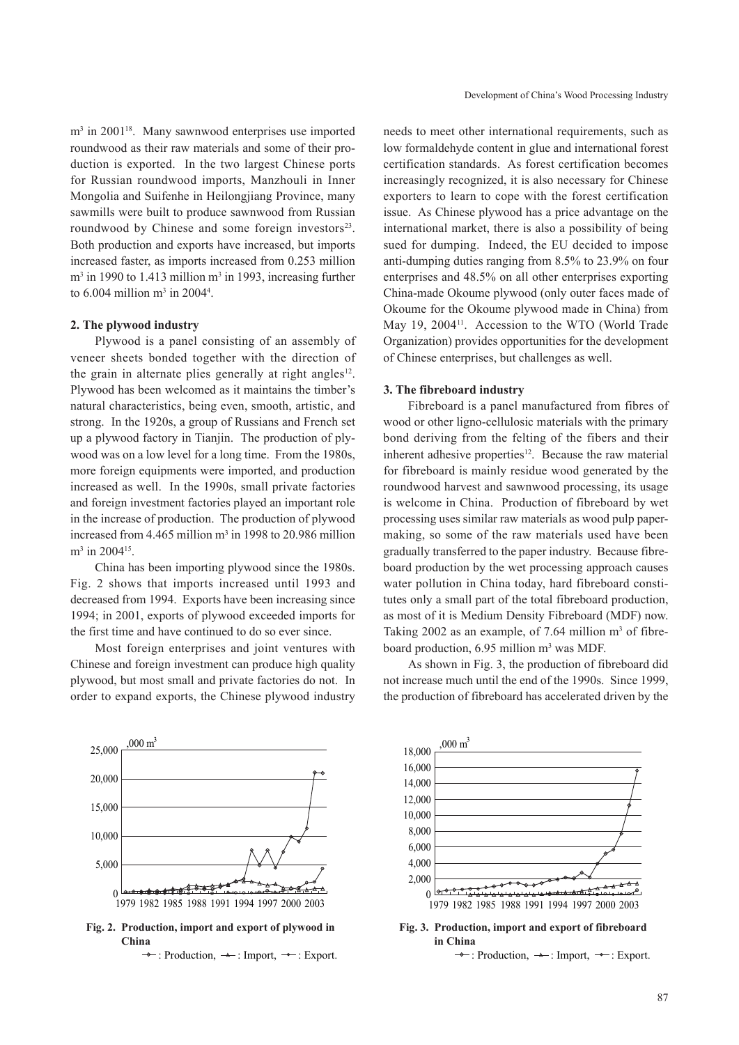m$^3$ in 2001[18]. Many sawnwood enterprises use imported roundwood as their raw materials and some of their production is exported. In the two largest Chinese ports for Russian roundwood imports, Manzhouli in Inner Mongolia and Suifenhe in Heilongjiang Province, many sawmills were built to produce sawnwood from Russian roundwood by Chinese and some foreign investors[23]. Both production and exports have increased, but imports increased faster, as imports increased from 0.253 million m$^3$ in 1990 to 1.413 million m$^3$ in 1993, increasing further to 6.004 million m$^3$ in 2004[4].

#### 2. The plywood industry

Plywood is a panel consisting of an assembly of veneer sheets bonded together with the direction of the grain in alternate plies generally at right angles[12]. Plywood has been welcomed as it maintains the timber's natural characteristics, being even, smooth, artistic, and strong. In the 1920s, a group of Russians and French set up a plywood factory in Tianjin. The production of plywood was on a low level for a long time. From the 1980s, more foreign equipments were imported, and production increased as well. In the 1990s, small private factories and foreign investment factories played an important role in the increase of production. The production of plywood increased from 4.465 million m$^3$ in 1998 to 20.986 million m$^3$ in 2004[15].

China has been importing plywood since the 1980s. Fig. 2 shows that imports increased until 1993 and decreased from 1994. Exports have been increasing since 1994; in 2001, exports of plywood exceeded imports for the first time and have continued to do so ever since.

Most foreign enterprises and joint ventures with Chinese and foreign investment can produce high quality plywood, but most small and private factories do not. In order to expand exports, the Chinese plywood industry needs to meet other international requirements, such as low formaldehyde content in glue and international forest certification standards. As forest certification becomes increasingly recognized, it is also necessary for Chinese exporters to learn to cope with the forest certification issue. As Chinese plywood has a price advantage on the international market, there is also a possibility of being sued for dumping. Indeed, the EU decided to impose anti-dumping duties ranging from 8.5% to 23.9% on four enterprises and 48.5% on all other enterprises exporting China-made Okoume plywood (only outer faces made of Okoume for the Okoume plywood made in China) from May 19, 2004[11]. Accession to the WTO (World Trade Organization) provides opportunities for the development of Chinese enterprises, but challenges as well.

**Fig. 2. Production, import and export of plywood in China**
—◆—: Production, —▲—: Import, —●—: Export.

#### 3. The fibreboard industry

Fibreboard is a panel manufactured from fibres of wood or other ligno-cellulosic materials with the primary bond deriving from the felting of the fibers and their inherent adhesive properties[12]. Because the raw material for fibreboard is mainly residue wood generated by the roundwood harvest and sawnwood processing, its usage is welcome in China. Production of fibreboard by wet processing uses similar raw materials as wood pulp paper-making, so some of the raw materials used have been gradually transferred to the paper industry. Because fibreboard production by the wet processing approach causes water pollution in China today, hard fibreboard constitutes only a small part of the total fibreboard production, as most of it is Medium Density Fibreboard (MDF) now. Taking 2002 as an example, of 7.64 million m$^3$ of fibreboard production, 6.95 million m$^3$ was MDF.

As shown in Fig. 3, the production of fibreboard did not increase much until the end of the 1990s. Since 1999, the production of fibreboard has accelerated driven by the

**Fig. 3. Production, import and export of fibreboard in China**
—◆—: Production, —▲—: Import, —●—: Export.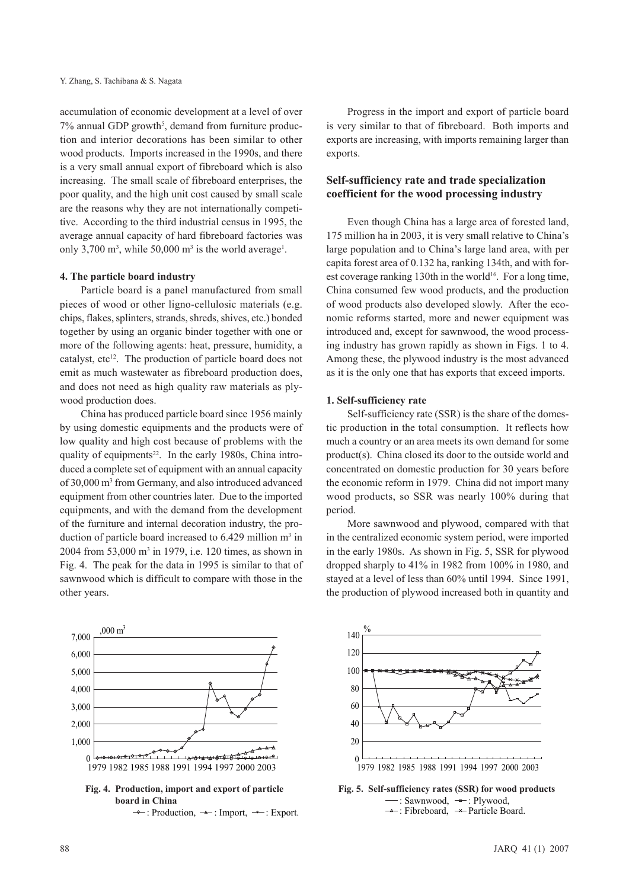accumulation of economic development at a level of over 7% annual GDP growth[5], demand from furniture production and interior decorations has been similar to other wood products. Imports increased in the 1990s, and there is a very small annual export of fibreboard which is also increasing. The small scale of fibreboard enterprises, the poor quality, and the high unit cost caused by small scale are the reasons why they are not internationally competitive. According to the third industrial census in 1995, the average annual capacity of hard fibreboard factories was only 3,700 $m^3$, while 50,000 $m^3$ is the world average[1].

#### 4. The particle board industry

Particle board is a panel manufactured from small pieces of wood or other ligno-cellulosic materials (e.g. chips, flakes, splinters, strands, shreds, shives, etc.) bonded together by using an organic binder together with one or more of the following agents: heat, pressure, humidity, a catalyst, etc[12]. The production of particle board does not emit as much wastewater as fibreboard production does, and does not need as high quality raw materials as plywood production does.

China has produced particle board since 1956 mainly by using domestic equipments and the products were of low quality and high cost because of problems with the quality of equipments[22]. In the early 1980s, China introduced a complete set of equipment with an annual capacity of 30,000 $m^3$ from Germany, and also introduced advanced equipment from other countries later. Due to the imported equipments, and with the demand from the development of the furniture and internal decoration industry, the production of particle board increased to 6.429 million $m^3$ in 2004 from 53,000 $m^3$ in 1979, i.e. 120 times, as shown in Fig. 4. The peak for the data in 1995 is similar to that of sawnwood which is difficult to compare with those in the other years.

**Fig. 4. Production, import and export of particle board in China**
◇: Production, ▲: Import, ○: Export.

Progress in the import and export of particle board is very similar to that of fibreboard. Both imports and exports are increasing, with imports remaining larger than exports.

### Self-sufficiency rate and trade specialization coefficient for the wood processing industry

Even though China has a large area of forested land, 175 million ha in 2003, it is very small relative to China's large population and to China's large land area, with per capita forest area of 0.132 ha, ranking 134th, and with forest coverage ranking 130th in the world[16]. For a long time, China consumed few wood products, and the production of wood products also developed slowly. After the economic reforms started, more and newer equipment was introduced and, except for sawnwood, the wood processing industry has grown rapidly as shown in Figs. 1 to 4. Among these, the plywood industry is the most advanced as it is the only one that has exports that exceed imports.

#### 1. Self-sufficiency rate

Self-sufficiency rate (SSR) is the share of the domestic production in the total consumption. It reflects how much a country or an area meets its own demand for some product(s). China closed its door to the outside world and concentrated on domestic production for 30 years before the economic reform in 1979. China did not import many wood products, so SSR was nearly 100% during that period.

More sawnwood and plywood, compared with that in the centralized economic system period, were imported in the early 1980s. As shown in Fig. 5, SSR for plywood dropped sharply to 41% in 1982 from 100% in 1980, and stayed at a level of less than 60% until 1994. Since 1991, the production of plywood increased both in quantity and

**Fig. 5. Self-sufficiency rates (SSR) for wood products**
—: Sawnwood, □: Plywood, ▲: Fibreboard, ×: Particle Board.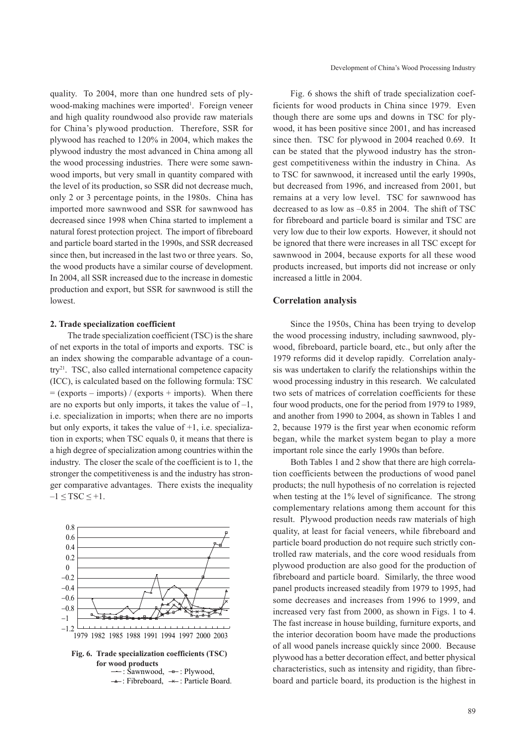quality. To 2004, more than one hundred sets of plywood-making machines were imported[1]. Foreign veneer and high quality roundwood also provide raw materials for China's plywood production. Therefore, SSR for plywood has reached to 120% in 2004, which makes the plywood industry the most advanced in China among all the wood processing industries. There were some sawnwood imports, but very small in quantity compared with the level of its production, so SSR did not decrease much, only 2 or 3 percentage points, in the 1980s. China has imported more sawnwood and SSR for sawnwood has decreased since 1998 when China started to implement a natural forest protection project. The import of fibreboard and particle board started in the 1990s, and SSR decreased since then, but increased in the last two or three years. So, the wood products have a similar course of development. In 2004, all SSR increased due to the increase in domestic production and export, but SSR for sawnwood is still the lowest.

### 2. Trade specialization coefficient

The trade specialization coefficient (TSC) is the share of net exports in the total of imports and exports. TSC is an index showing the comparable advantage of a country[21]. TSC, also called international competence capacity (ICC), is calculated based on the following formula: TSC = (exports – imports) / (exports + imports). When there are no exports but only imports, it takes the value of $-1$, i.e. specialization in imports; when there are no imports but only exports, it takes the value of $+1$, i.e. specialization in exports; when TSC equals 0, it means that there is a high degree of specialization among countries within the industry. The closer the scale of the coefficient is to 1, the stronger the competitiveness is and the industry has stronger comparative advantages. There exists the inequality $-1 \leq \text{TSC} \leq +1$.

**Fig. 6. Trade specialization coefficients (TSC) for wood products**
—: Sawnwood, —□—: Plywood, —▲—: Fibreboard, —×—: Particle Board.

Fig. 6 shows the shift of trade specialization coefficients for wood products in China since 1979. Even though there are some ups and downs in TSC for plywood, it has been positive since 2001, and has increased since then. TSC for plywood in 2004 reached 0.69. It can be stated that the plywood industry has the strongest competitiveness within the industry in China. As to TSC for sawnwood, it increased until the early 1990s, but decreased from 1996, and increased from 2001, but remains at a very low level. TSC for sawnwood has decreased to as low as –0.85 in 2004. The shift of TSC for fibreboard and particle board is similar and TSC are very low due to their low exports. However, it should not be ignored that there were increases in all TSC except for sawnwood in 2004, because exports for all these wood products increased, but imports did not increase or only increased a little in 2004.

## Correlation analysis

Since the 1950s, China has been trying to develop the wood processing industry, including sawnwood, plywood, fibreboard, particle board, etc., but only after the 1979 reforms did it develop rapidly. Correlation analysis was undertaken to clarify the relationships within the wood processing industry in this research. We calculated two sets of matrices of correlation coefficients for these four wood products, one for the period from 1979 to 1989, and another from 1990 to 2004, as shown in Tables 1 and 2, because 1979 is the first year when economic reform began, while the market system began to play a more important role since the early 1990s than before.

Both Tables 1 and 2 show that there are high correlation coefficients between the productions of wood panel products; the null hypothesis of no correlation is rejected when testing at the 1% level of significance. The strong complementary relations among them account for this result. Plywood production needs raw materials of high quality, at least for facial veneers, while fibreboard and particle board production do not require such strictly controlled raw materials, and the core wood residuals from plywood production are also good for the production of fibreboard and particle board. Similarly, the three wood panel products increased steadily from 1979 to 1995, had some decreases and increases from 1996 to 1999, and increased very fast from 2000, as shown in Figs. 1 to 4. The fast increase in house building, furniture exports, and the interior decoration boom have made the productions of all wood panels increase quickly since 2000. Because plywood has a better decoration effect, and better physical characteristics, such as intensity and rigidity, than fibreboard and particle board, its production is the highest in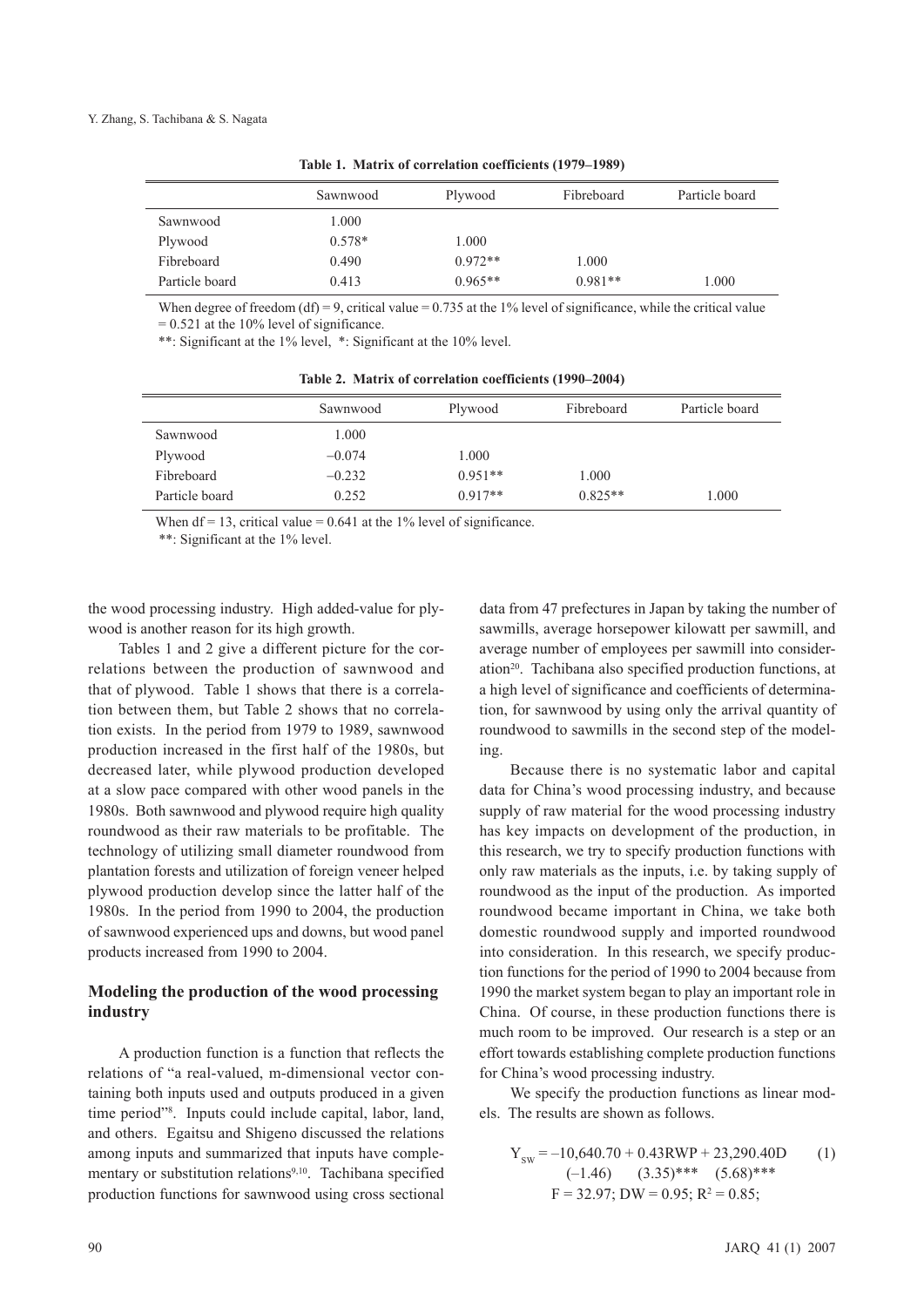**Table 1. Matrix of correlation coefficients (1979–1989)**

| | Sawnwood | Plywood | Fibreboard | Particle board |
|---|---|---|---|---|
| Sawnwood | 1.000 | | | |
| Plywood | 0.578* | 1.000 | | |
| Fibreboard | 0.490 | 0.972** | 1.000 | |
| Particle board | 0.413 | 0.965** | 0.981** | 1.000 |

When degree of freedom (df) = 9, critical value = 0.735 at the 1% level of significance, while the critical value = 0.521 at the 10% level of significance.

**: Significant at the 1% level, *: Significant at the 10% level.

**Table 2. Matrix of correlation coefficients (1990–2004)**

| | Sawnwood | Plywood | Fibreboard | Particle board |
|---|---|---|---|---|
| Sawnwood | 1.000 | | | |
| Plywood | −0.074 | 1.000 | | |
| Fibreboard | −0.232 | 0.951** | 1.000 | |
| Particle board | 0.252 | 0.917** | 0.825** | 1.000 |

When df = 13, critical value = 0.641 at the 1% level of significance.

**: Significant at the 1% level.

the wood processing industry. High added-value for plywood is another reason for its high growth.

Tables 1 and 2 give a different picture for the correlations between the production of sawnwood and that of plywood. Table 1 shows that there is a correlation between them, but Table 2 shows that no correlation exists. In the period from 1979 to 1989, sawnwood production increased in the first half of the 1980s, but decreased later, while plywood production developed at a slow pace compared with other wood panels in the 1980s. Both sawnwood and plywood require high quality roundwood as their raw materials to be profitable. The technology of utilizing small diameter roundwood from plantation forests and utilization of foreign veneer helped plywood production develop since the latter half of the 1980s. In the period from 1990 to 2004, the production of sawnwood experienced ups and downs, but wood panel products increased from 1990 to 2004.

## Modeling the production of the wood processing industry

A production function is a function that reflects the relations of "a real-valued, m-dimensional vector containing both inputs used and outputs produced in a given time period"[8]. Inputs could include capital, labor, land, and others. Egaitsu and Shigeno discussed the relations among inputs and summarized that inputs have complementary or substitution relations[9,10]. Tachibana specified production functions for sawnwood using cross sectional data from 47 prefectures in Japan by taking the number of sawmills, average horsepower kilowatt per sawmill, and average number of employees per sawmill into consideration[20]. Tachibana also specified production functions, at a high level of significance and coefficients of determination, for sawnwood by using only the arrival quantity of roundwood to sawmills in the second step of the modeling.

Because there is no systematic labor and capital data for China's wood processing industry, and because supply of raw material for the wood processing industry has key impacts on development of the production, in this research, we try to specify production functions with only raw materials as the inputs, i.e. by taking supply of roundwood as the input of the production. As imported roundwood became important in China, we take both domestic roundwood supply and imported roundwood into consideration. In this research, we specify production functions for the period of 1990 to 2004 because from 1990 the market system began to play an important role in China. Of course, in these production functions there is much room to be improved. Our research is a step or an effort towards establishing complete production functions for China's wood processing industry.

We specify the production functions as linear models. The results are shown as follows.

$$Y_{SW} = -10{,}640.70 + 0.43RWP + 23{,}290.40D \qquad (1)$$
$$(-1.46) \qquad (3.35)^{***} \qquad (5.68)^{***}$$
$$F = 32.97;\ DW = 0.95;\ R^2 = 0.85;$$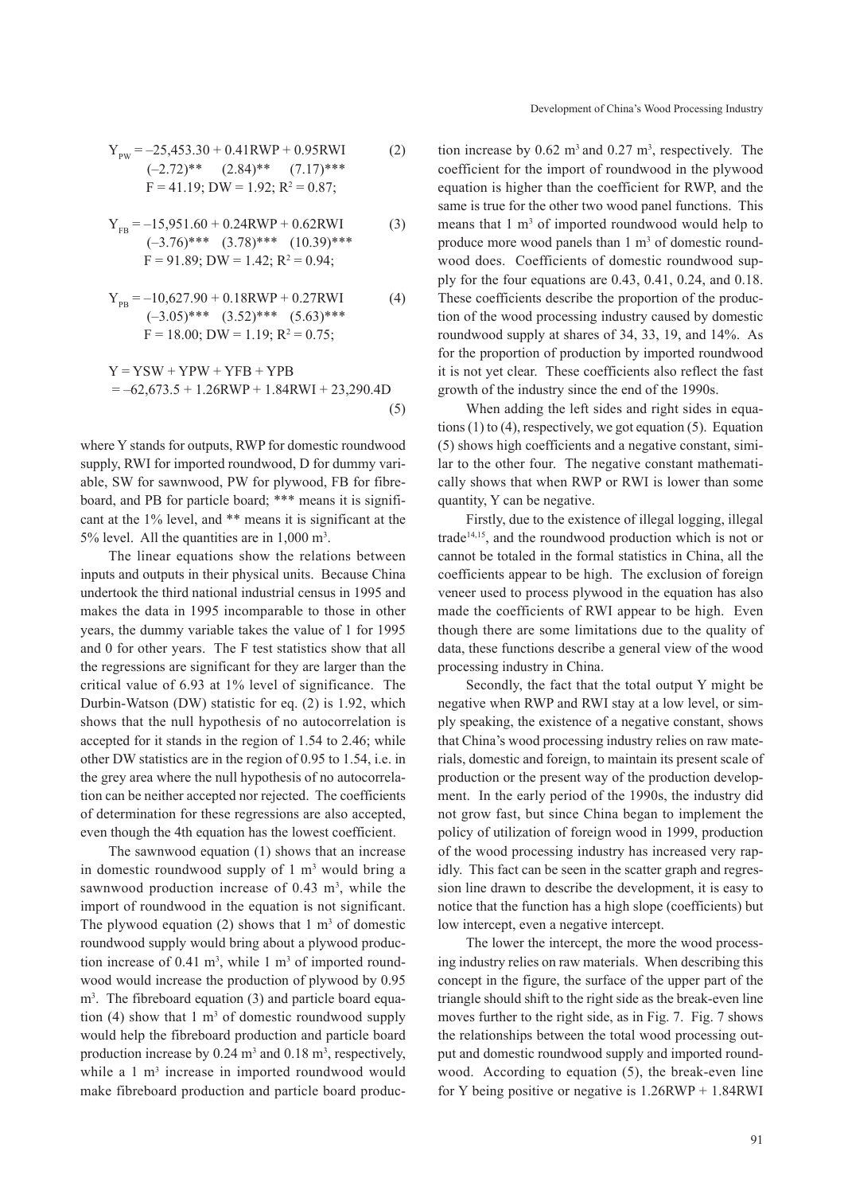$$Y_{PW} = -25{,}453.30 + 0.41RWP + 0.95RWI \qquad (2)$$
$$(-2.72)^{**} \quad (2.84)^{**} \quad (7.17)^{***}$$
$$F = 41.19;\ DW = 1.92;\ R^2 = 0.87;$$

$$Y_{FB} = -15{,}951.60 + 0.24RWP + 0.62RWI \qquad (3)$$
$$(-3.76)^{***} \quad (3.78)^{***} \quad (10.39)^{***}$$
$$F = 91.89;\ DW = 1.42;\ R^2 = 0.94;$$

$$Y_{PB} = -10{,}627.90 + 0.18RWP + 0.27RWI \qquad (4)$$
$$(-3.05)^{***} \quad (3.52)^{***} \quad (5.63)^{***}$$
$$F = 18.00;\ DW = 1.19;\ R^2 = 0.75;$$

$$Y = YSW + YPW + YFB + YPB$$
$$= -62{,}673.5 + 1.26RWP + 1.84RWI + 23{,}290.4D \qquad (5)$$

where Y stands for outputs, RWP for domestic roundwood supply, RWI for imported roundwood, D for dummy variable, SW for sawnwood, PW for plywood, FB for fibreboard, and PB for particle board; *** means it is significant at the 1% level, and ** means it is significant at the 5% level. All the quantities are in 1,000 $m^3$.

The linear equations show the relations between inputs and outputs in their physical units. Because China undertook the third national industrial census in 1995 and makes the data in 1995 incomparable to those in other years, the dummy variable takes the value of 1 for 1995 and 0 for other years. The F test statistics show that all the regressions are significant for they are larger than the critical value of 6.93 at 1% level of significance. The Durbin-Watson (DW) statistic for eq. (2) is 1.92, which shows that the null hypothesis of no autocorrelation is accepted for it stands in the region of 1.54 to 2.46; while other DW statistics are in the region of 0.95 to 1.54, i.e. in the grey area where the null hypothesis of no autocorrelation can be neither accepted nor rejected. The coefficients of determination for these regressions are also accepted, even though the 4th equation has the lowest coefficient.

The sawnwood equation (1) shows that an increase in domestic roundwood supply of 1 $m^3$ would bring a sawnwood production increase of 0.43 $m^3$, while the import of roundwood in the equation is not significant. The plywood equation (2) shows that 1 $m^3$ of domestic roundwood supply would bring about a plywood production increase of 0.41 $m^3$, while 1 $m^3$ of imported roundwood would increase the production of plywood by 0.95 $m^3$. The fibreboard equation (3) and particle board equation (4) show that 1 $m^3$ of domestic roundwood supply would help the fibreboard production and particle board production increase by 0.24 $m^3$ and 0.18 $m^3$, respectively, while a 1 $m^3$ increase in imported roundwood would make fibreboard production and particle board production increase by 0.62 $m^3$ and 0.27 $m^3$, respectively. The coefficient for the import of roundwood in the plywood equation is higher than the coefficient for RWP, and the same is true for the other two wood panel functions. This means that 1 $m^3$ of imported roundwood would help to produce more wood panels than 1 $m^3$ of domestic roundwood does. Coefficients of domestic roundwood supply for the four equations are 0.43, 0.41, 0.24, and 0.18. These coefficients describe the proportion of the production of the wood processing industry caused by domestic roundwood supply at shares of 34, 33, 19, and 14%. As for the proportion of production by imported roundwood it is not yet clear. These coefficients also reflect the fast growth of the industry since the end of the 1990s.

When adding the left sides and right sides in equations (1) to (4), respectively, we got equation (5). Equation (5) shows high coefficients and a negative constant, similar to the other four. The negative constant mathematically shows that when RWP or RWI is lower than some quantity, Y can be negative.

Firstly, due to the existence of illegal logging, illegal trade[14,15], and the roundwood production which is not or cannot be totaled in the formal statistics in China, all the coefficients appear to be high. The exclusion of foreign veneer used to process plywood in the equation has also made the coefficients of RWI appear to be high. Even though there are some limitations due to the quality of data, these functions describe a general view of the wood processing industry in China.

Secondly, the fact that the total output Y might be negative when RWP and RWI stay at a low level, or simply speaking, the existence of a negative constant, shows that China's wood processing industry relies on raw materials, domestic and foreign, to maintain its present scale of production or the present way of the production development. In the early period of the 1990s, the industry did not grow fast, but since China began to implement the policy of utilization of foreign wood in 1999, production of the wood processing industry has increased very rapidly. This fact can be seen in the scatter graph and regression line drawn to describe the development, it is easy to notice that the function has a high slope (coefficients) but low intercept, even a negative intercept.

The lower the intercept, the more the wood processing industry relies on raw materials. When describing this concept in the figure, the surface of the upper part of the triangle should shift to the right side as the break-even line moves further to the right side, as in Fig. 7. Fig. 7 shows the relationships between the total wood processing output and domestic roundwood supply and imported roundwood. According to equation (5), the break-even line for Y being positive or negative is 1.26RWP + 1.84RWI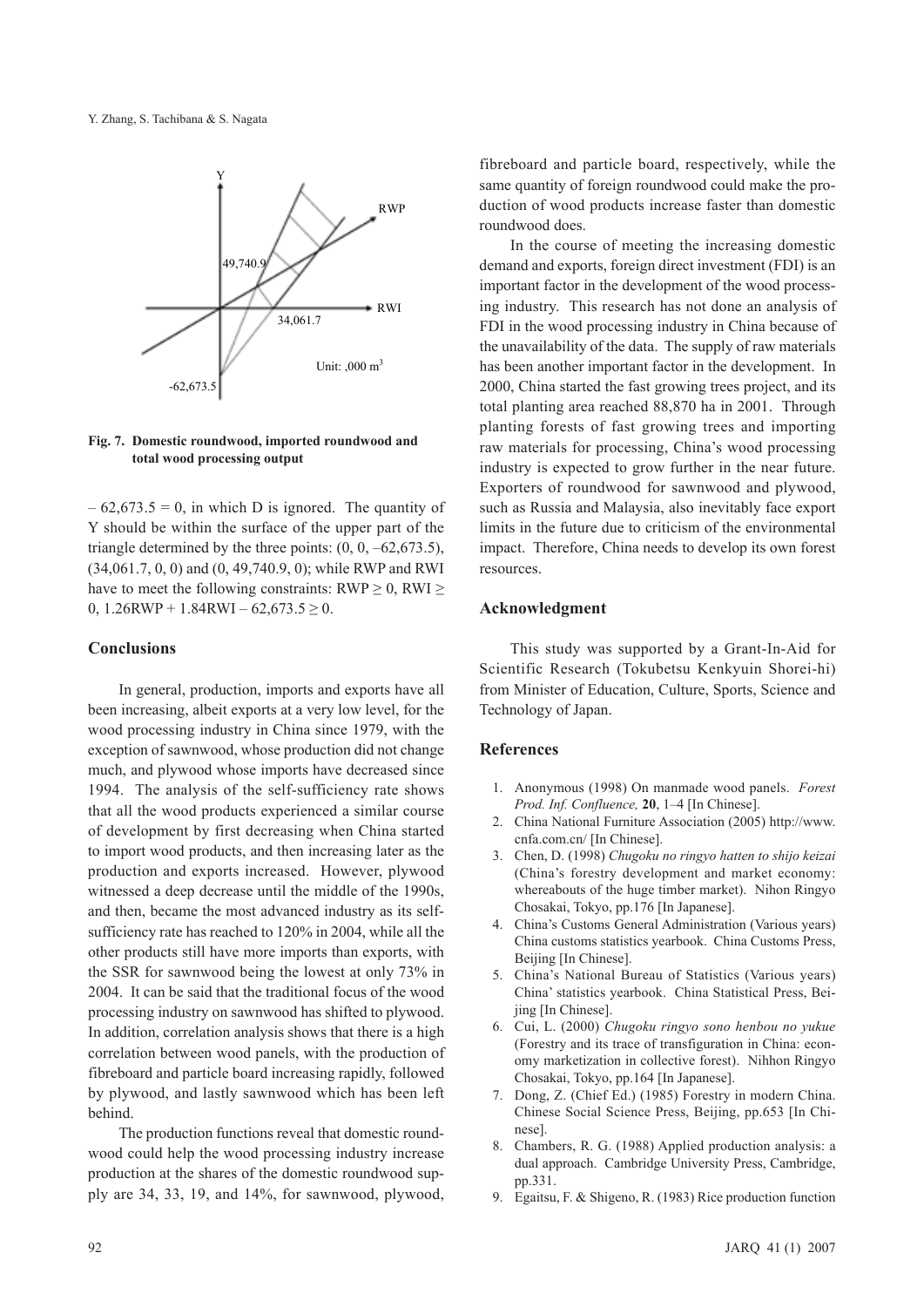Fig. 7. Domestic roundwood, imported roundwood and total wood processing output

$-62,673.5 = 0$, in which D is ignored. The quantity of Y should be within the surface of the upper part of the triangle determined by the three points: (0, 0, –62,673.5), (34,061.7, 0, 0) and (0, 49,740.9, 0); while RWP and RWI have to meet the following constraints: $RWP \geq 0$, $RWI \geq 0$, $1.26RWP + 1.84RWI - 62,673.5 \geq 0$.

## Conclusions

In general, production, imports and exports have all been increasing, albeit exports at a very low level, for the wood processing industry in China since 1979, with the exception of sawnwood, whose production did not change much, and plywood whose imports have decreased since 1994. The analysis of the self-sufficiency rate shows that all the wood products experienced a similar course of development by first decreasing when China started to import wood products, and then increasing later as the production and exports increased. However, plywood witnessed a deep decrease until the middle of the 1990s, and then, became the most advanced industry as its self-sufficiency rate has reached to 120% in 2004, while all the other products still have more imports than exports, with the SSR for sawnwood being the lowest at only 73% in 2004. It can be said that the traditional focus of the wood processing industry on sawnwood has shifted to plywood. In addition, correlation analysis shows that there is a high correlation between wood panels, with the production of fibreboard and particle board increasing rapidly, followed by plywood, and lastly sawnwood which has been left behind.

The production functions reveal that domestic roundwood could help the wood processing industry increase production at the shares of the domestic roundwood supply are 34, 33, 19, and 14%, for sawnwood, plywood, fibreboard and particle board, respectively, while the same quantity of foreign roundwood could make the production of wood products increase faster than domestic roundwood does.

In the course of meeting the increasing domestic demand and exports, foreign direct investment (FDI) is an important factor in the development of the wood processing industry. This research has not done an analysis of FDI in the wood processing industry in China because of the unavailability of the data. The supply of raw materials has been another important factor in the development. In 2000, China started the fast growing trees project, and its total planting area reached 88,870 ha in 2001. Through planting forests of fast growing trees and importing raw materials for processing, China's wood processing industry is expected to grow further in the near future. Exporters of roundwood for sawnwood and plywood, such as Russia and Malaysia, also inevitably face export limits in the future due to criticism of the environmental impact. Therefore, China needs to develop its own forest resources.

## Acknowledgment

This study was supported by a Grant-In-Aid for Scientific Research (Tokubetsu Kenkyuin Shorei-hi) from Minister of Education, Culture, Sports, Science and Technology of Japan.

## References

1. Anonymous (1998) On manmade wood panels. *Forest Prod. Inf. Confluence,* **20**, 1–4 [In Chinese].
2. China National Furniture Association (2005) http://www.cnfa.com.cn/ [In Chinese].
3. Chen, D. (1998) *Chugoku no ringyo hatten to shijo keizai* (China's forestry development and market economy: whereabouts of the huge timber market). Nihon Ringyo Chosakai, Tokyo, pp.176 [In Japanese].
4. China's Customs General Administration (Various years) China customs statistics yearbook. China Customs Press, Beijing [In Chinese].
5. China's National Bureau of Statistics (Various years) China' statistics yearbook. China Statistical Press, Beijing [In Chinese].
6. Cui, L. (2000) *Chugoku ringyo sono henbou no yukue* (Forestry and its trace of transfiguration in China: economy marketization in collective forest). Nihhon Ringyo Chosakai, Tokyo, pp.164 [In Japanese].
7. Dong, Z. (Chief Ed.) (1985) Forestry in modern China. Chinese Social Science Press, Beijing, pp.653 [In Chinese].
8. Chambers, R. G. (1988) Applied production analysis: a dual approach. Cambridge University Press, Cambridge, pp.331.
9. Egaitsu, F. & Shigeno, R. (1983) Rice production function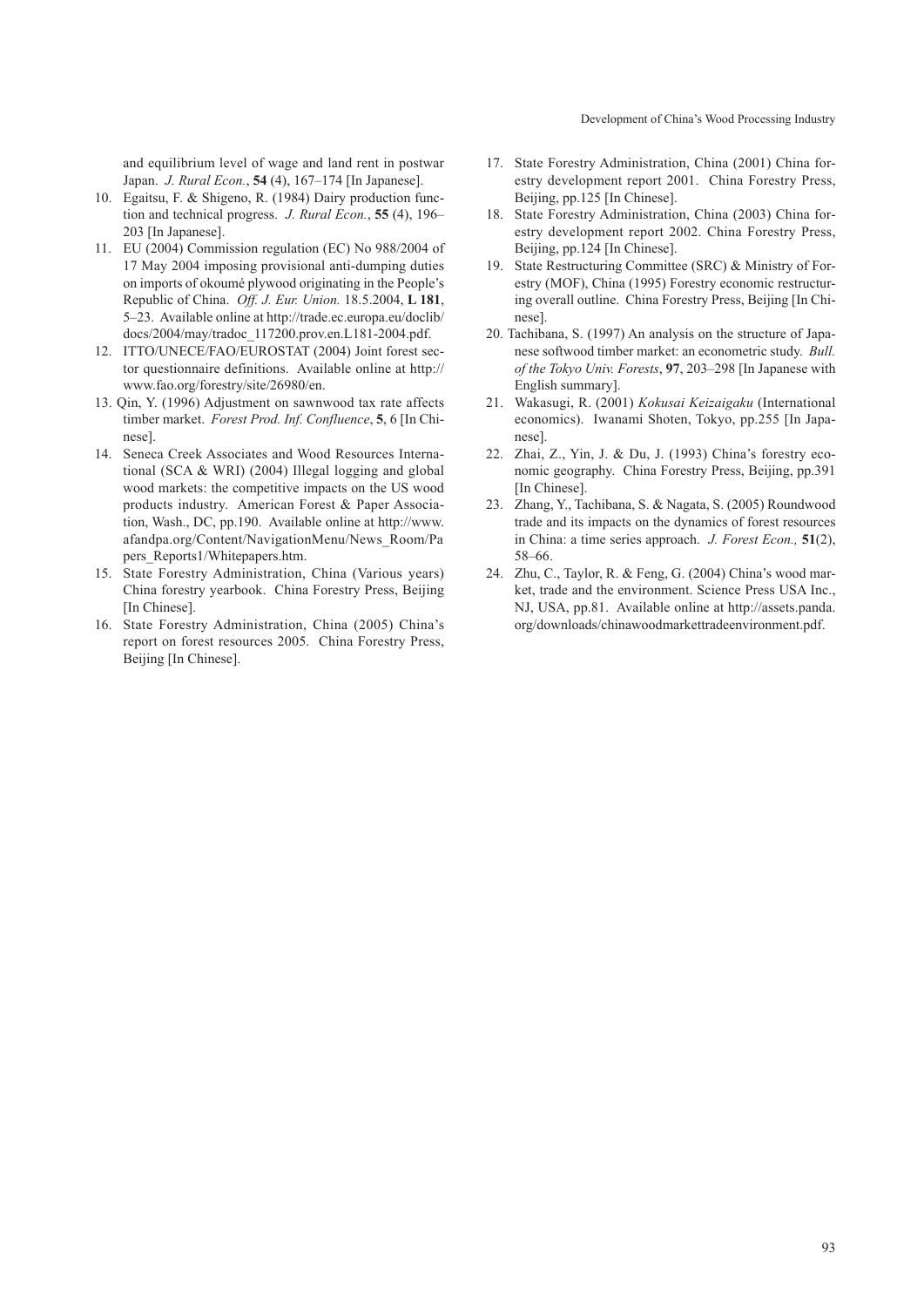and equilibrium level of wage and land rent in postwar Japan. *J. Rural Econ.*, **54** (4), 167–174 [In Japanese].

10. Egaitsu, F. & Shigeno, R. (1984) Dairy production function and technical progress. *J. Rural Econ.*, **55** (4), 196–203 [In Japanese].
11. EU (2004) Commission regulation (EC) No 988/2004 of 17 May 2004 imposing provisional anti-dumping duties on imports of okoumé plywood originating in the People's Republic of China. *Off. J. Eur. Union.* 18.5.2004, **L 181**, 5–23. Available online at http://trade.ec.europa.eu/doclib/docs/2004/may/tradoc_117200.prov.en.L181-2004.pdf.
12. ITTO/UNECE/FAO/EUROSTAT (2004) Joint forest sector questionnaire definitions. Available online at http://www.fao.org/forestry/site/26980/en.
13. Qin, Y. (1996) Adjustment on sawnwood tax rate affects timber market. *Forest Prod. Inf. Confluence*, **5**, 6 [In Chinese].
14. Seneca Creek Associates and Wood Resources International (SCA & WRI) (2004) Illegal logging and global wood markets: the competitive impacts on the US wood products industry. American Forest & Paper Association, Wash., DC, pp.190. Available online at http://www.afandpa.org/Content/NavigationMenu/News_Room/Papers_Reports1/Whitepapers.htm.
15. State Forestry Administration, China (Various years) China forestry yearbook. China Forestry Press, Beijing [In Chinese].
16. State Forestry Administration, China (2005) China's report on forest resources 2005. China Forestry Press, Beijing [In Chinese].
17. State Forestry Administration, China (2001) China forestry development report 2001. China Forestry Press, Beijing, pp.125 [In Chinese].
18. State Forestry Administration, China (2003) China forestry development report 2002. China Forestry Press, Beijing, pp.124 [In Chinese].
19. State Restructuring Committee (SRC) & Ministry of Forestry (MOF), China (1995) Forestry economic restructuring overall outline. China Forestry Press, Beijing [In Chinese].
20. Tachibana, S. (1997) An analysis on the structure of Japanese softwood timber market: an econometric study. *Bull. of the Tokyo Univ. Forests*, **97**, 203–298 [In Japanese with English summary].
21. Wakasugi, R. (2001) *Kokusai Keizaigaku* (International economics). Iwanami Shoten, Tokyo, pp.255 [In Japanese].
22. Zhai, Z., Yin, J. & Du, J. (1993) China's forestry economic geography. China Forestry Press, Beijing, pp.391 [In Chinese].
23. Zhang, Y., Tachibana, S. & Nagata, S. (2005) Roundwood trade and its impacts on the dynamics of forest resources in China: a time series approach. *J. Forest Econ.,* **51**(2), 58–66.
24. Zhu, C., Taylor, R. & Feng, G. (2004) China's wood market, trade and the environment. Science Press USA Inc., NJ, USA, pp.81. Available online at http://assets.panda.org/downloads/chinawoodmarkettradeenvironment.pdf.